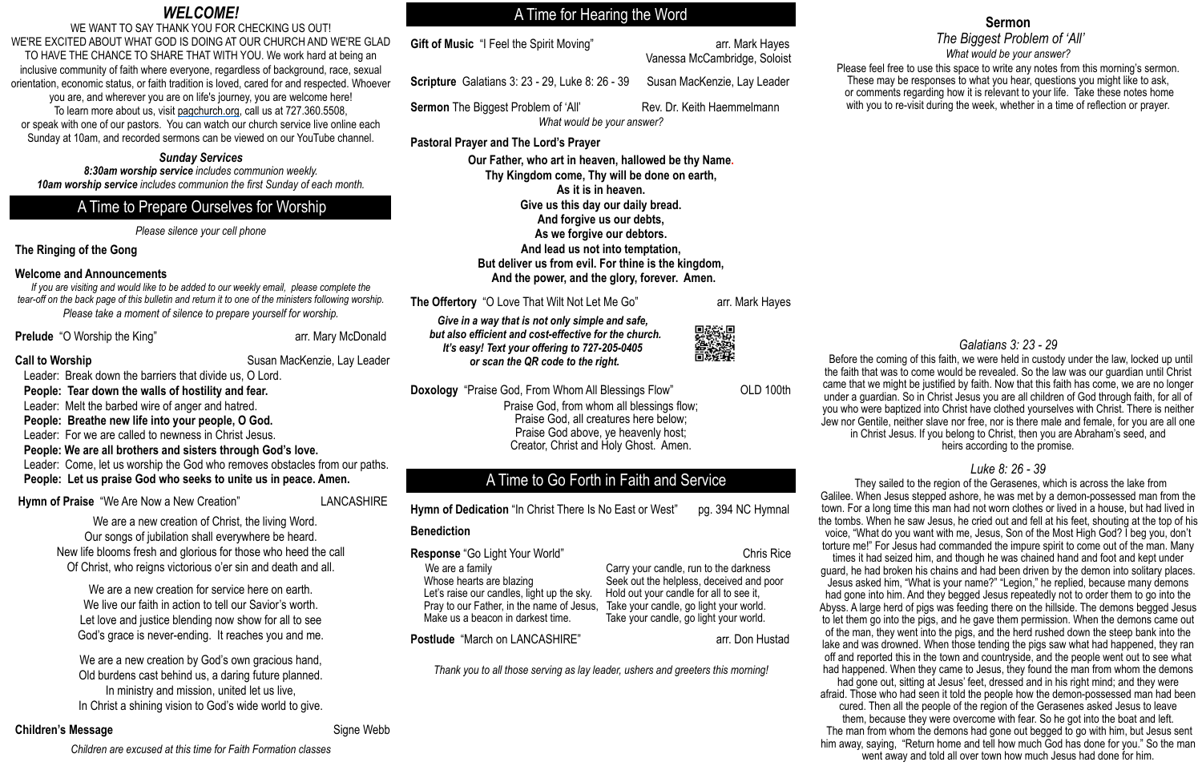# WELCOME!

WE WANT TO SAY THANK YOU FOR CHECKING US OUT!
WE'RE EXCITED ABOUT WHAT GOD IS DOING AT OUR CHURCH AND WE'RE GLAD TO HAVE THE CHANCE TO SHARE THAT WITH YOU. We work hard at being an inclusive community of faith where everyone, regardless of background, race, sexual orientation, economic status, or faith tradition is loved, cared for and respected. Whoever you are, and wherever you are on life's journey, you are welcome here!
To learn more about us, visit pagchurch.org, call us at 727.360.5508, or speak with one of our pastors. You can watch our church service live online each Sunday at 10am, and recorded sermons can be viewed on our YouTube channel.

### *Sunday Services*

***8:30am worship service** includes communion weekly.*
***10am worship service** includes communion the first Sunday of each month.*

## A Time to Prepare Ourselves for Worship

*Please silence your cell phone*

**The Ringing of the Gong**

**Welcome and Announcements**

*If you are visiting and would like to be added to our weekly email, please complete the tear-off on the back page of this bulletin and return it to one of the ministers following worship.*
*Please take a moment of silence to prepare yourself for worship.*

**Prelude** "O Worship the King" — arr. Mary McDonald

**Call to Worship** — Susan MacKenzie, Lay Leader

Leader: Break down the barriers that divide us, O Lord.
**People: Tear down the walls of hostility and fear.**
Leader: Melt the barbed wire of anger and hatred.
**People: Breathe new life into your people, O God.**
Leader: For we are called to newness in Christ Jesus.
**People: We are all brothers and sisters through God's love.**
Leader: Come, let us worship the God who removes obstacles from our paths.
**People: Let us praise God who seeks to unite us in peace. Amen.**

**Hymn of Praise** "We Are Now a New Creation" — LANCASHIRE

We are a new creation of Christ, the living Word.
Our songs of jubilation shall everywhere be heard.
New life blooms fresh and glorious for those who heed the call
Of Christ, who reigns victorious o'er sin and death and all.

We are a new creation for service here on earth.
We live our faith in action to tell our Savior's worth.
Let love and justice blending now show for all to see
God's grace is never-ending. It reaches you and me.

We are a new creation by God's own gracious hand,
Old burdens cast behind us, a daring future planned.
In ministry and mission, united let us live,
In Christ a shining vision to God's wide world to give.

**Children's Message** — Signe Webb

*Children are excused at this time for Faith Formation classes*

## A Time for Hearing the Word

**Gift of Music** "I Feel the Spirit Moving" — arr. Mark Hayes
Vanessa McCambridge, Soloist

**Scripture** Galatians 3: 23 - 29, Luke 8: 26 - 39 — Susan MacKenzie, Lay Leader

**Sermon** The Biggest Problem of 'All' — Rev. Dr. Keith Haemmelmann
*What would be your answer?*

**Pastoral Prayer and The Lord's Prayer**

**Our Father, who art in heaven, hallowed be thy Name.
Thy Kingdom come, Thy will be done on earth,
As it is in heaven.
Give us this day our daily bread.
And forgive us our debts,
As we forgive our debtors.
And lead us not into temptation,
But deliver us from evil. For thine is the kingdom,
And the power, and the glory, forever. Amen.**

**The Offertory** "O Love That Wilt Not Let Me Go" — arr. Mark Hayes

***Give in a way that is not only simple and safe, but also efficient and cost-effective for the church. It's easy! Text your offering to 727-205-0405 or scan the QR code to the right.***

**Doxology** "Praise God, From Whom All Blessings Flow" — OLD 100th

Praise God, from whom all blessings flow;
Praise God, all creatures here below;
Praise God above, ye heavenly host;
Creator, Christ and Holy Ghost. Amen.

## A Time to Go Forth in Faith and Service

**Hymn of Dedication** "In Christ There Is No East or West" — pg. 394 NC Hymnal

**Benediction**

**Response** "Go Light Your World" — Chris Rice

We are a family
Whose hearts are blazing
Let's raise our candles, light up the sky.
Pray to our Father, in the name of Jesus,
Make us a beacon in darkest time.

Carry your candle, run to the darkness
Seek out the helpless, deceived and poor
Hold out your candle for all to see it,
Take your candle, go light your world.
Take your candle, go light your world.

**Postlude** "March on LANCASHIRE" — arr. Don Hustad

*Thank you to all those serving as lay leader, ushers and greeters this morning!*

## Sermon

### *The Biggest Problem of 'All'*

*What would be your answer?*

Please feel free to use this space to write any notes from this morning's sermon. These may be responses to what you hear, questions you might like to ask, or comments regarding how it is relevant to your life. Take these notes home with you to re-visit during the week, whether in a time of reflection or prayer.

### *Galatians 3: 23 - 29*

Before the coming of this faith, we were held in custody under the law, locked up until the faith that was to come would be revealed. So the law was our guardian until Christ came that we might be justified by faith. Now that this faith has come, we are no longer under a guardian. So in Christ Jesus you are all children of God through faith, for all of you who were baptized into Christ have clothed yourselves with Christ. There is neither Jew nor Gentile, neither slave nor free, nor is there male and female, for you are all one in Christ Jesus. If you belong to Christ, then you are Abraham's seed, and heirs according to the promise.

### *Luke 8: 26 - 39*

They sailed to the region of the Gerasenes, which is across the lake from Galilee. When Jesus stepped ashore, he was met by a demon-possessed man from the town. For a long time this man had not worn clothes or lived in a house, but had lived in the tombs. When he saw Jesus, he cried out and fell at his feet, shouting at the top of his voice, "What do you want with me, Jesus, Son of the Most High God? I beg you, don't torture me!" For Jesus had commanded the impure spirit to come out of the man. Many times it had seized him, and though he was chained hand and foot and kept under guard, he had broken his chains and had been driven by the demon into solitary places. Jesus asked him, "What is your name?" "Legion," he replied, because many demons had gone into him. And they begged Jesus repeatedly not to order them to go into the Abyss. A large herd of pigs was feeding there on the hillside. The demons begged Jesus to let them go into the pigs, and he gave them permission. When the demons came out of the man, they went into the pigs, and the herd rushed down the steep bank into the lake and was drowned. When those tending the pigs saw what had happened, they ran off and reported this in the town and countryside, and the people went out to see what had happened. When they came to Jesus, they found the man from whom the demons had gone out, sitting at Jesus' feet, dressed and in his right mind; and they were afraid. Those who had seen it told the people how the demon-possessed man had been cured. Then all the people of the region of the Gerasenes asked Jesus to leave them, because they were overcome with fear. So he got into the boat and left. The man from whom the demons had gone out begged to go with him, but Jesus sent him away, saying, "Return home and tell how much God has done for you." So the man went away and told all over town how much Jesus had done for him.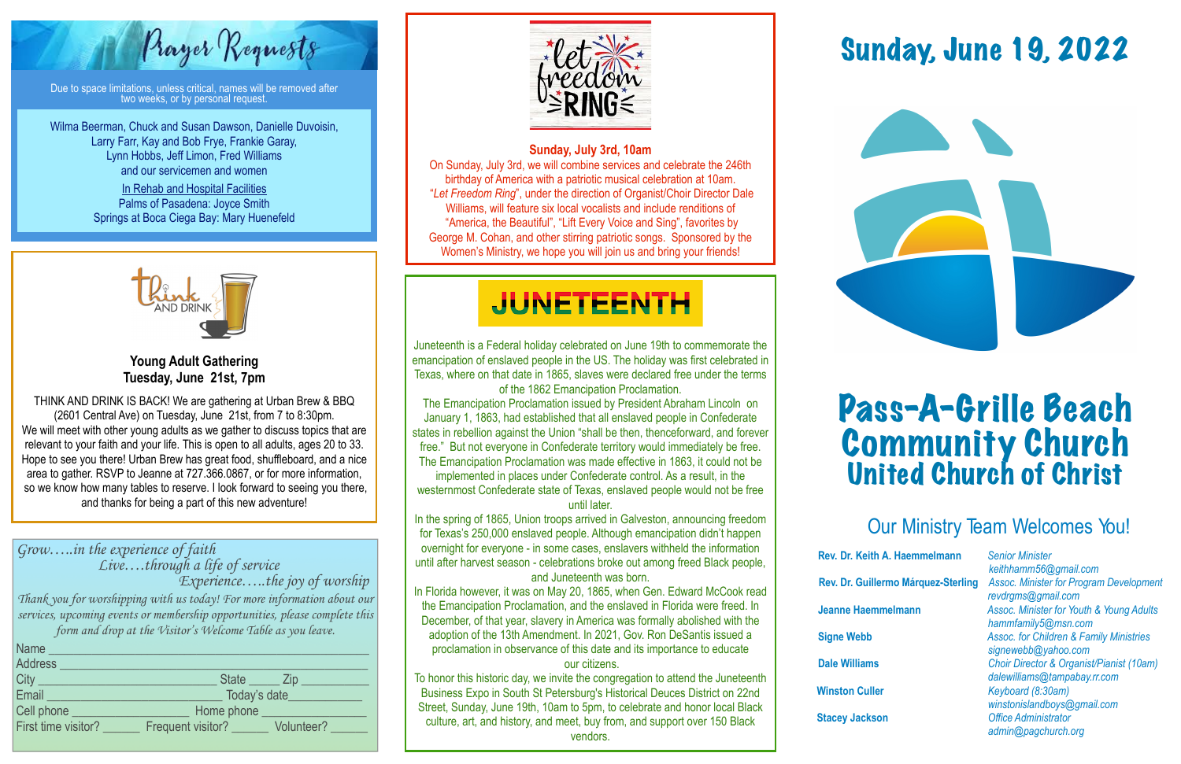# Prayer Requests

Due to space limitations, unless critical, names will be removed after two weeks, or by personal request.

Wilma Beerman, Chuck and Susan Dawson, Danielle Duvoisin, Larry Farr, Kay and Bob Frye, Frankie Garay, Lynn Hobbs, Jeff Limon, Fred Williams and our servicemen and women

In Rehab and Hospital Facilities
Palms of Pasadena: Joyce Smith
Springs at Boca Ciega Bay: Mary Huenefeld

---

Think AND DRINK

**Young Adult Gathering**
**Tuesday, June 21st, 7pm**

THINK AND DRINK IS BACK! We are gathering at Urban Brew & BBQ (2601 Central Ave) on Tuesday, June 21st, from 7 to 8:30pm. We will meet with other young adults as we gather to discuss topics that are relevant to your faith and your life. This is open to all adults, ages 20 to 33. Hope to see you there! Urban Brew has great food, shuffleboard, and a nice area to gather. RSVP to Jeanne at 727.366.0867, or for more information, so we know how many tables to reserve. I look forward to seeing you there, and thanks for being a part of this new adventure!

---

*Grow…..in the experience of faith*
*Live….through a life of service*
*Experience…..the joy of worship*

*Thank you for worshipping with us today! For more information about our services, upcoming events or membership opportunities, please complete this form and drop at the Visitor's Welcome Table as you leave.*

Name ____________________________________________
Address __________________________________________
City ______________________ State _____ Zip __________
Email __________________________ Today's date___________
Cell phone __________________ Home phone ________________
First time visitor? ______ Frequent visitor? ______ Volunteer? ______

---

let freedom RING

**Sunday, July 3rd, 10am**

On Sunday, July 3rd, we will combine services and celebrate the 246th birthday of America with a patriotic musical celebration at 10am. "*Let Freedom Ring*", under the direction of Organist/Choir Director Dale Williams, will feature six local vocalists and include renditions of "America, the Beautiful", "Lift Every Voice and Sing", favorites by George M. Cohan, and other stirring patriotic songs. Sponsored by the Women's Ministry, we hope you will join us and bring your friends!

---

# JUNETEENTH

Juneteenth is a Federal holiday celebrated on June 19th to commemorate the emancipation of enslaved people in the US. The holiday was first celebrated in Texas, where on that date in 1865, slaves were declared free under the terms of the 1862 Emancipation Proclamation.

The Emancipation Proclamation issued by President Abraham Lincoln on January 1, 1863, had established that all enslaved people in Confederate states in rebellion against the Union "shall be then, thenceforward, and forever free." But not everyone in Confederate territory would immediately be free. The Emancipation Proclamation was made effective in 1863, it could not be implemented in places under Confederate control. As a result, in the westernmost Confederate state of Texas, enslaved people would not be free until later.

In the spring of 1865, Union troops arrived in Galveston, announcing freedom for Texas's 250,000 enslaved people. Although emancipation didn't happen overnight for everyone - in some cases, enslavers withheld the information until after harvest season - celebrations broke out among freed Black people, and Juneteenth was born.

In Florida however, it was on May 20, 1865, when Gen. Edward McCook read the Emancipation Proclamation, and the enslaved in Florida were freed. In December, of that year, slavery in America was formally abolished with the adoption of the 13th Amendment. In 2021, Gov. Ron DeSantis issued a proclamation in observance of this date and its importance to educate our citizens.

To honor this historic day, we invite the congregation to attend the Juneteenth Business Expo in South St Petersburg's Historical Deuces District on 22nd Street, Sunday, June 19th, 10am to 5pm, to celebrate and honor local Black culture, art, and history, and meet, buy from, and support over 150 Black vendors.

---

# Sunday, June 19, 2022

# Pass-A-Grille Beach Community Church
## United Church of Christ

## Our Ministry Team Welcomes You!

| | |
|---|---|
| **Rev. Dr. Keith A. Haemmelmann** | *Senior Minister* *keithhamm56@gmail.com* |
| **Rev. Dr. Guillermo Márquez-Sterling** | *Assoc. Minister for Program Development* *revdrgms@gmail.com* |
| **Jeanne Haemmelmann** | *Assoc. Minister for Youth & Young Adults* *hammfamily5@msn.com* |
| **Signe Webb** | *Assoc. for Children & Family Ministries* *signewebb@yahoo.com* |
| **Dale Williams** | *Choir Director & Organist/Pianist (10am)* *dalewilliams@tampabay.rr.com* |
| **Winston Culler** | *Keyboard (8:30am)* *winstonislandboys@gmail.com* |
| **Stacey Jackson** | *Office Administrator* *admin@pagchurch.org* |